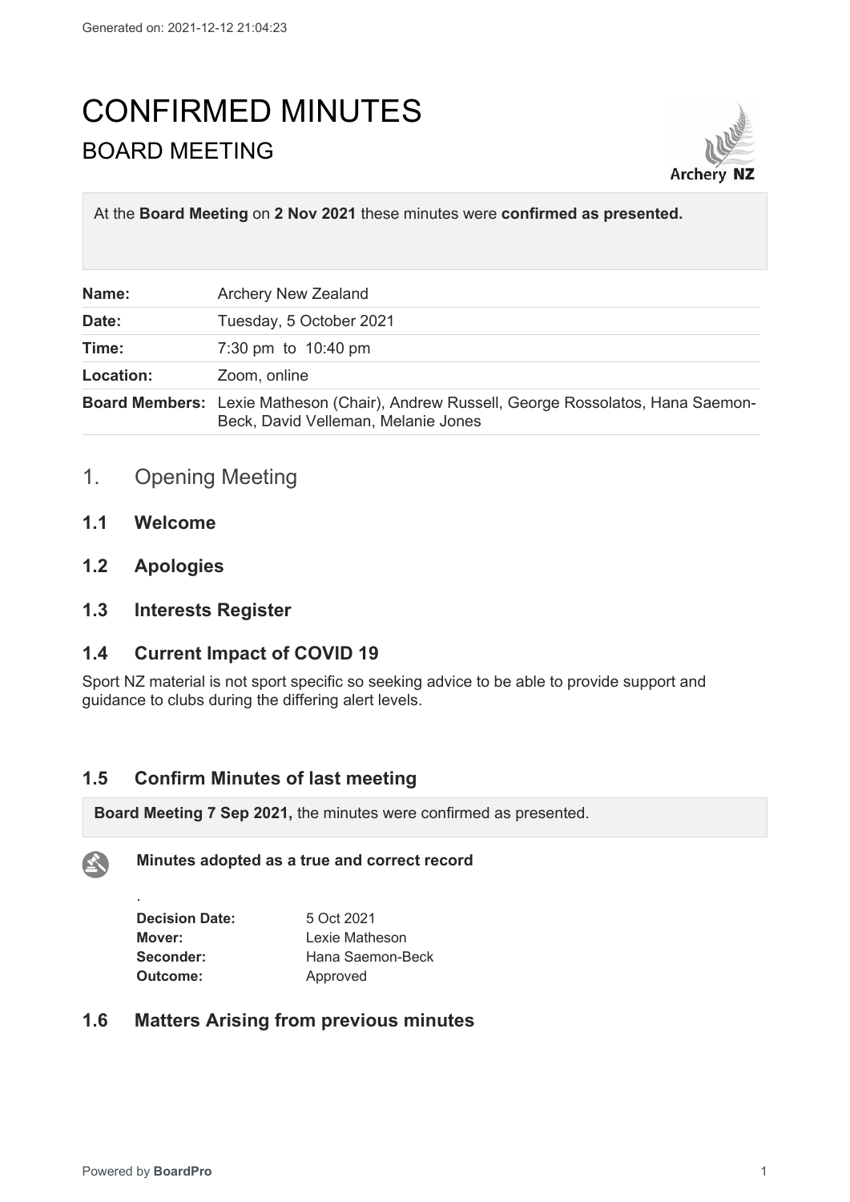# CONFIRMED MINUTES

## BOARD MEETING

At the **Board Meeting** on **2 Nov 2021** these minutes were **confirmed as presented.**

| | |
|---|---|
| **Name:** | Archery New Zealand |
| **Date:** | Tuesday, 5 October 2021 |
| **Time:** | 7:30 pm to 10:40 pm |
| **Location:** | Zoom, online |
| **Board Members:** | Lexie Matheson (Chair), Andrew Russell, George Rossolatos, Hana Saemon-Beck, David Velleman, Melanie Jones |

## 1. Opening Meeting

### 1.1 Welcome

### 1.2 Apologies

### 1.3 Interests Register

### 1.4 Current Impact of COVID 19

Sport NZ material is not sport specific so seeking advice to be able to provide support and guidance to clubs during the differing alert levels.

### 1.5 Confirm Minutes of last meeting

**Board Meeting 7 Sep 2021,** the minutes were confirmed as presented.

**Minutes adopted as a true and correct record**

.

| | |
|---|---|
| **Decision Date:** | 5 Oct 2021 |
| **Mover:** | Lexie Matheson |
| **Seconder:** | Hana Saemon-Beck |
| **Outcome:** | Approved |

### 1.6 Matters Arising from previous minutes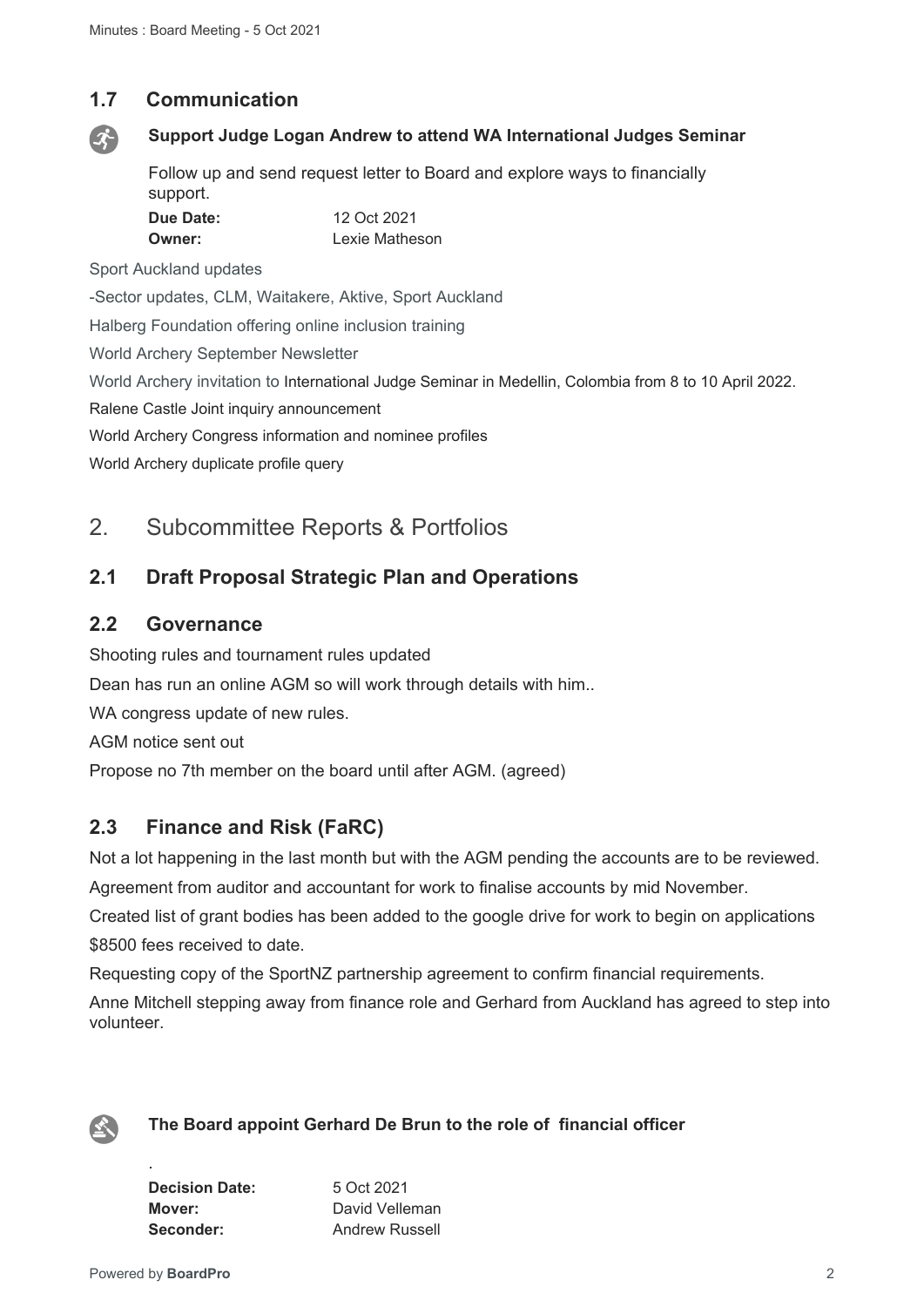## 1.7 Communication

**Support Judge Logan Andrew to attend WA International Judges Seminar**

Follow up and send request letter to Board and explore ways to financially support.

**Due Date:** 12 Oct 2021
**Owner:** Lexie Matheson

Sport Auckland updates

-Sector updates, CLM, Waitakere, Aktive, Sport Auckland

Halberg Foundation offering online inclusion training

World Archery September Newsletter

World Archery invitation to International Judge Seminar in Medellin, Colombia from 8 to 10 April 2022.

Ralene Castle Joint inquiry announcement

World Archery Congress information and nominee profiles

World Archery duplicate profile query

# 2. Subcommittee Reports & Portfolios

## 2.1 Draft Proposal Strategic Plan and Operations

## 2.2 Governance

Shooting rules and tournament rules updated

Dean has run an online AGM so will work through details with him..

WA congress update of new rules.

AGM notice sent out

Propose no 7th member on the board until after AGM. (agreed)

## 2.3 Finance and Risk (FaRC)

Not a lot happening in the last month but with the AGM pending the accounts are to be reviewed.

Agreement from auditor and accountant for work to finalise accounts by mid November.

Created list of grant bodies has been added to the google drive for work to begin on applications

$8500 fees received to date.

Requesting copy of the SportNZ partnership agreement to confirm financial requirements.

Anne Mitchell stepping away from finance role and Gerhard from Auckland has agreed to step into volunteer.

**The Board appoint Gerhard De Brun to the role of financial officer**

.

**Decision Date:** 5 Oct 2021
**Mover:** David Velleman
**Seconder:** Andrew Russell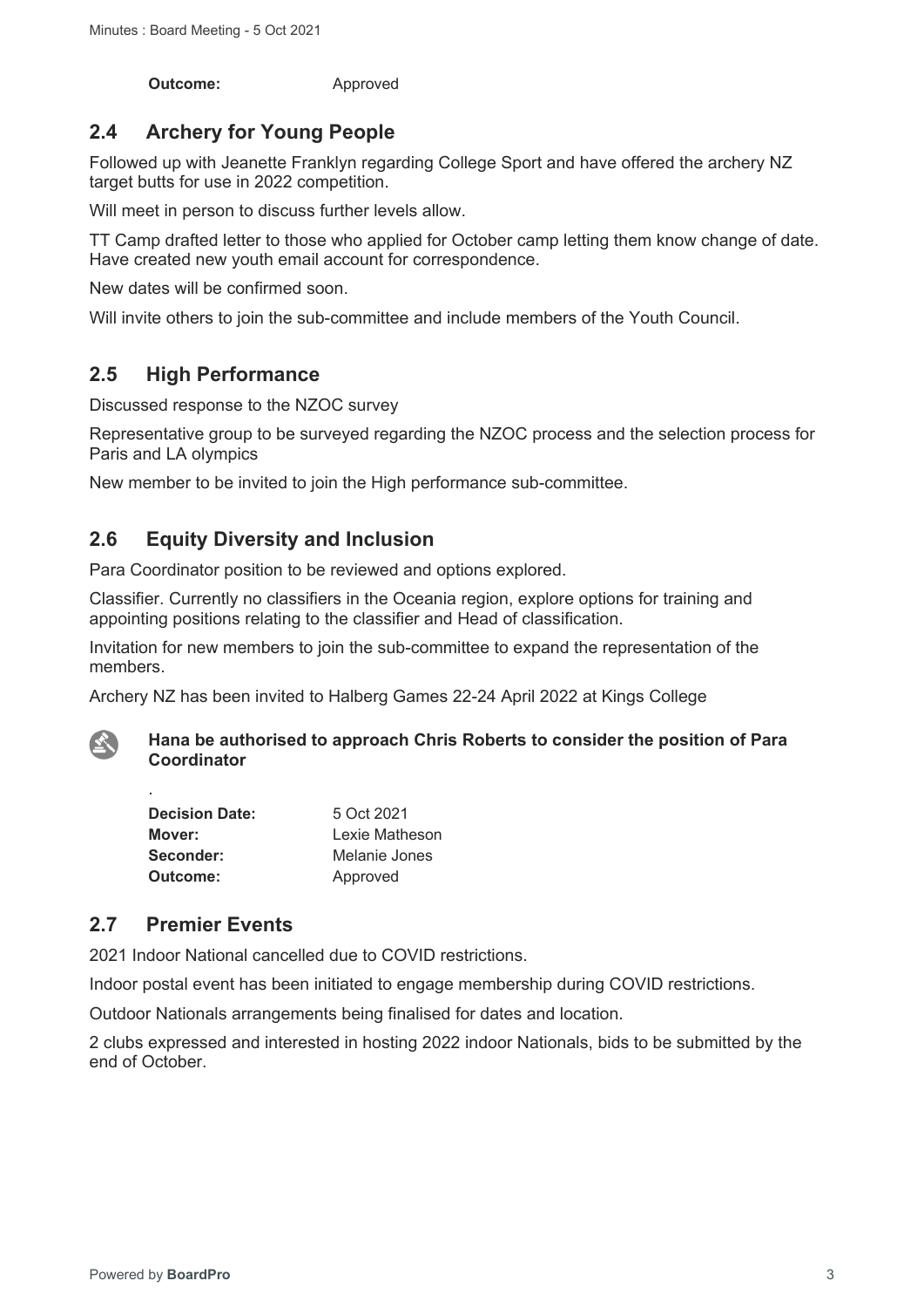**Outcome:** Approved

## 2.4 Archery for Young People

Followed up with Jeanette Franklyn regarding College Sport and have offered the archery NZ target butts for use in 2022 competition.

Will meet in person to discuss further levels allow.

TT Camp drafted letter to those who applied for October camp letting them know change of date. Have created new youth email account for correspondence.

New dates will be confirmed soon.

Will invite others to join the sub-committee and include members of the Youth Council.

## 2.5 High Performance

Discussed response to the NZOC survey

Representative group to be surveyed regarding the NZOC process and the selection process for Paris and LA olympics

New member to be invited to join the High performance sub-committee.

## 2.6 Equity Diversity and Inclusion

Para Coordinator position to be reviewed and options explored.

Classifier. Currently no classifiers in the Oceania region, explore options for training and appointing positions relating to the classifier and Head of classification.

Invitation for new members to join the sub-committee to expand the representation of the members.

Archery NZ has been invited to Halberg Games 22-24 April 2022 at Kings College

**Hana be authorised to approach Chris Roberts to consider the position of Para Coordinator**

.

**Decision Date:** 5 Oct 2021
**Mover:** Lexie Matheson
**Seconder:** Melanie Jones
**Outcome:** Approved

## 2.7 Premier Events

2021 Indoor National cancelled due to COVID restrictions.

Indoor postal event has been initiated to engage membership during COVID restrictions.

Outdoor Nationals arrangements being finalised for dates and location.

2 clubs expressed and interested in hosting 2022 indoor Nationals, bids to be submitted by the end of October.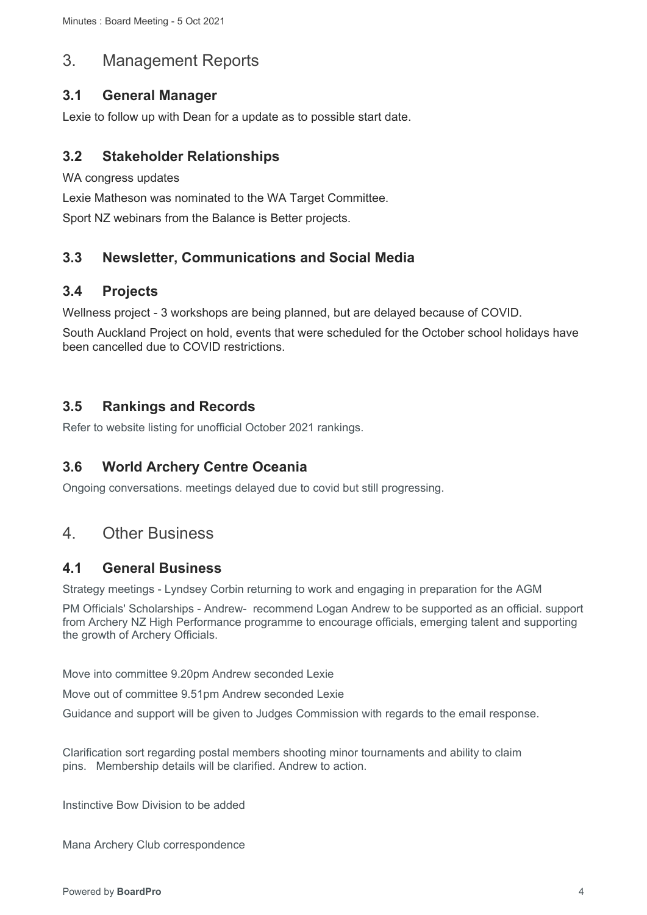# 3. Management Reports

## 3.1 General Manager

Lexie to follow up with Dean for a update as to possible start date.

## 3.2 Stakeholder Relationships

WA congress updates

Lexie Matheson was nominated to the WA Target Committee.

Sport NZ webinars from the Balance is Better projects.

## 3.3 Newsletter, Communications and Social Media

## 3.4 Projects

Wellness project - 3 workshops are being planned, but are delayed because of COVID.

South Auckland Project on hold, events that were scheduled for the October school holidays have been cancelled due to COVID restrictions.

## 3.5 Rankings and Records

Refer to website listing for unofficial October 2021 rankings.

## 3.6 World Archery Centre Oceania

Ongoing conversations. meetings delayed due to covid but still progressing.

# 4. Other Business

## 4.1 General Business

Strategy meetings - Lyndsey Corbin returning to work and engaging in preparation for the AGM

PM Officials' Scholarships - Andrew- recommend Logan Andrew to be supported as an official. support from Archery NZ High Performance programme to encourage officials, emerging talent and supporting the growth of Archery Officials.

Move into committee 9.20pm Andrew seconded Lexie

Move out of committee 9.51pm Andrew seconded Lexie

Guidance and support will be given to Judges Commission with regards to the email response.

Clarification sort regarding postal members shooting minor tournaments and ability to claim pins. Membership details will be clarified. Andrew to action.

Instinctive Bow Division to be added

Mana Archery Club correspondence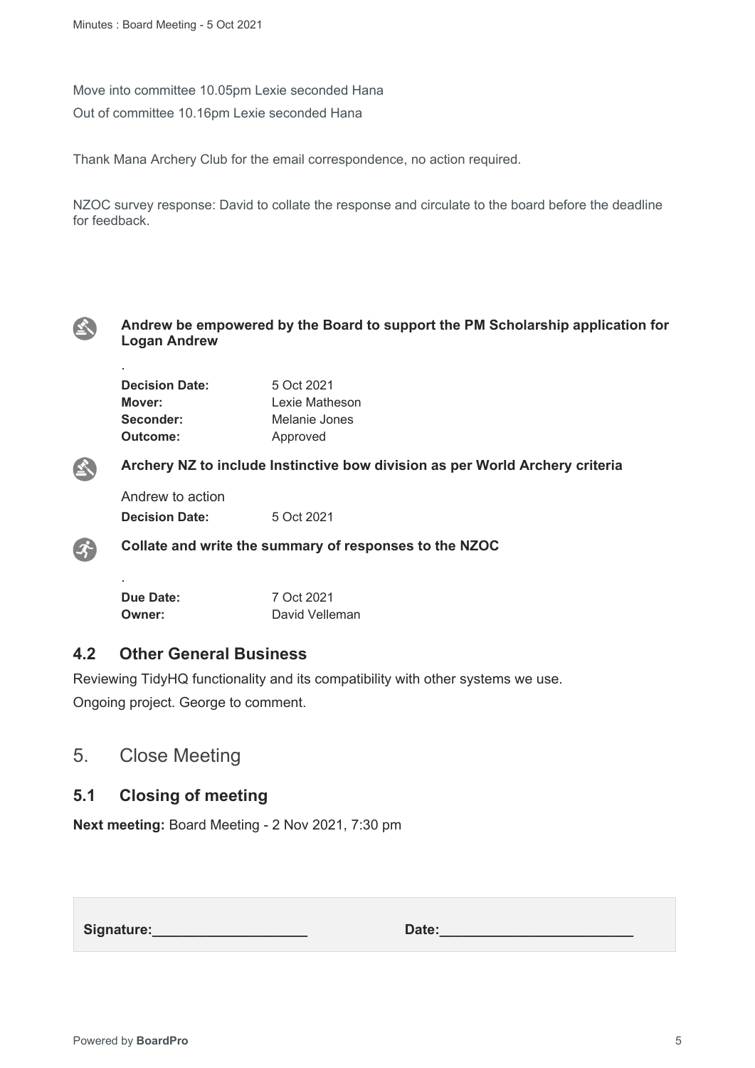Move into committee 10.05pm Lexie seconded Hana

Out of committee 10.16pm Lexie seconded Hana

Thank Mana Archery Club for the email correspondence, no action required.

NZOC survey response: David to collate the response and circulate to the board before the deadline for feedback.

**Andrew be empowered by the Board to support the PM Scholarship application for Logan Andrew**

.

| | |
|---|---|
| **Decision Date:** | 5 Oct 2021 |
| **Mover:** | Lexie Matheson |
| **Seconder:** | Melanie Jones |
| **Outcome:** | Approved |

**Archery NZ to include Instinctive bow division as per World Archery criteria**

Andrew to action

| | |
|---|---|
| **Decision Date:** | 5 Oct 2021 |

**Collate and write the summary of responses to the NZOC**

.

| | |
|---|---|
| **Due Date:** | 7 Oct 2021 |
| **Owner:** | David Velleman |

## 4.2 Other General Business

Reviewing TidyHQ functionality and its compatibility with other systems we use.

Ongoing project. George to comment.

# 5. Close Meeting

## 5.1 Closing of meeting

**Next meeting:** Board Meeting - 2 Nov 2021, 7:30 pm

**Signature:**____________________ **Date:**_________________________